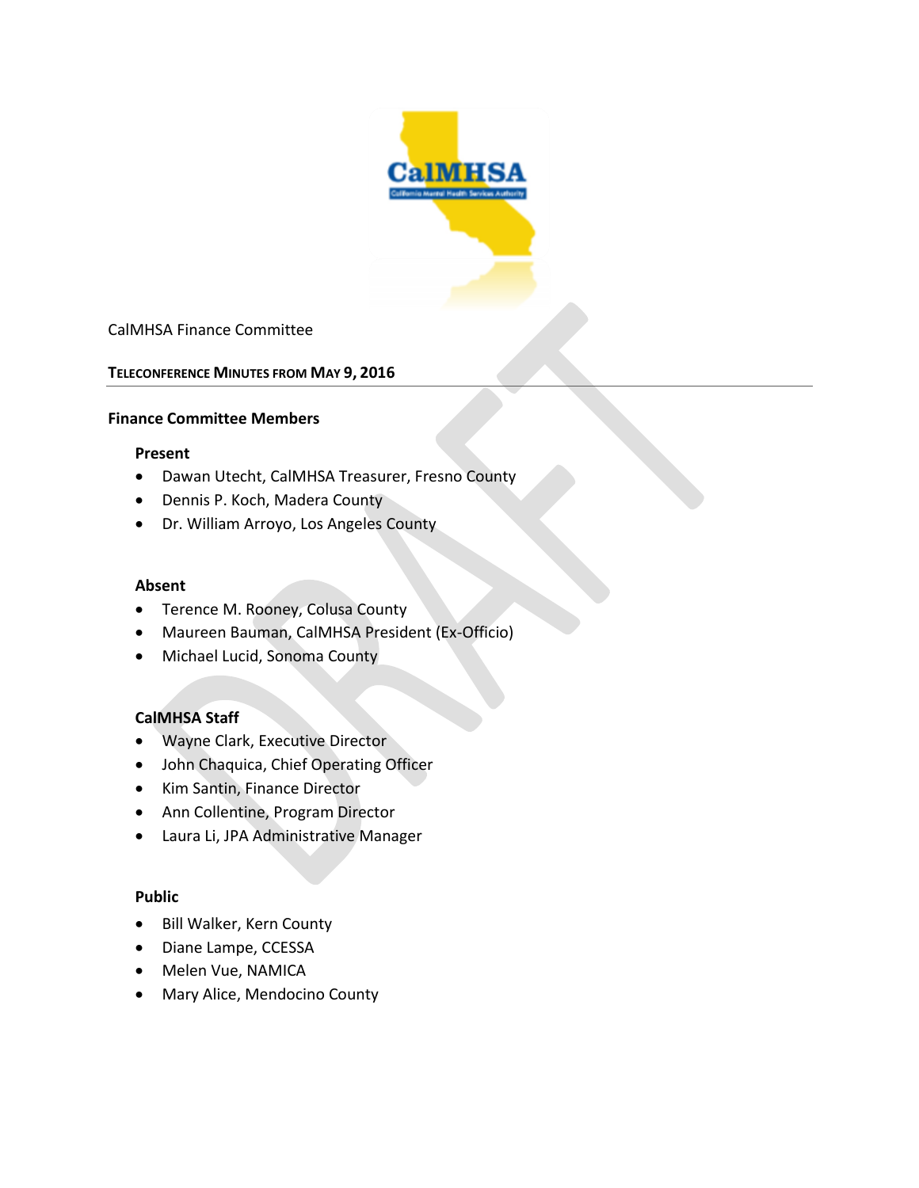CalMHSA Finance Committee

**TELECONFERENCE MINUTES FROM MAY 9, 2016**

---

### Finance Committee Members

**Present**

- Dawan Utecht, CalMHSA Treasurer, Fresno County
- Dennis P. Koch, Madera County
- Dr. William Arroyo, Los Angeles County

**Absent**

- Terence M. Rooney, Colusa County
- Maureen Bauman, CalMHSA President (Ex-Officio)
- Michael Lucid, Sonoma County

**CalMHSA Staff**

- Wayne Clark, Executive Director
- John Chaquica, Chief Operating Officer
- Kim Santin, Finance Director
- Ann Collentine, Program Director
- Laura Li, JPA Administrative Manager

**Public**

- Bill Walker, Kern County
- Diane Lampe, CCESSA
- Melen Vue, NAMICA
- Mary Alice, Mendocino County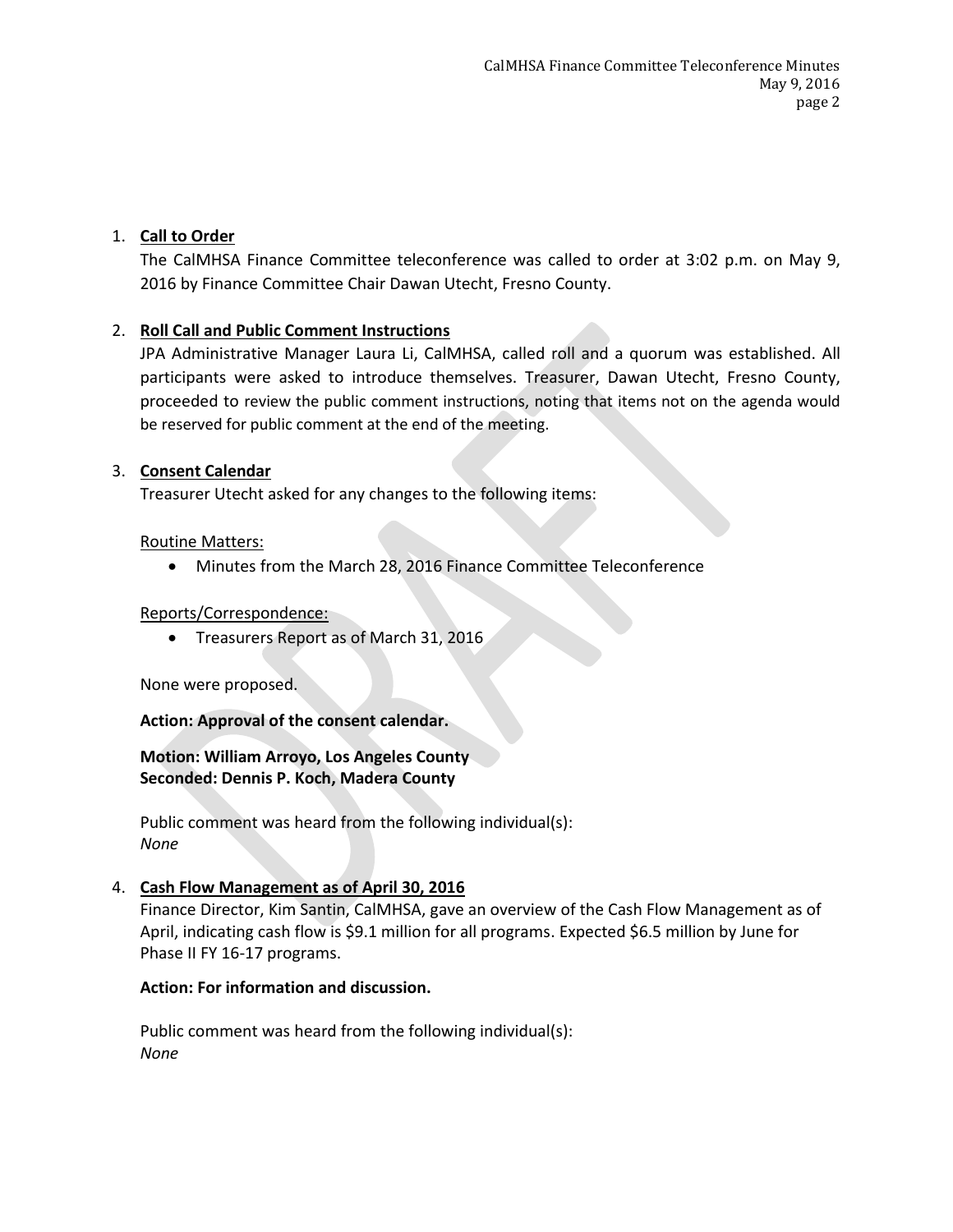1. **Call to Order**

   The CalMHSA Finance Committee teleconference was called to order at 3:02 p.m. on May 9, 2016 by Finance Committee Chair Dawan Utecht, Fresno County.

2. **Roll Call and Public Comment Instructions**

   JPA Administrative Manager Laura Li, CalMHSA, called roll and a quorum was established. All participants were asked to introduce themselves. Treasurer, Dawan Utecht, Fresno County, proceeded to review the public comment instructions, noting that items not on the agenda would be reserved for public comment at the end of the meeting.

3. **Consent Calendar**

   Treasurer Utecht asked for any changes to the following items:

   Routine Matters:

   - Minutes from the March 28, 2016 Finance Committee Teleconference

   Reports/Correspondence:

   - Treasurers Report as of March 31, 2016

   None were proposed.

   **Action: Approval of the consent calendar.**

   **Motion: William Arroyo, Los Angeles County**
   **Seconded: Dennis P. Koch, Madera County**

   Public comment was heard from the following individual(s):
   *None*

4. **Cash Flow Management as of April 30, 2016**

   Finance Director, Kim Santin, CalMHSA, gave an overview of the Cash Flow Management as of April, indicating cash flow is $9.1 million for all programs. Expected $6.5 million by June for Phase II FY 16-17 programs.

   **Action: For information and discussion.**

   Public comment was heard from the following individual(s):
   *None*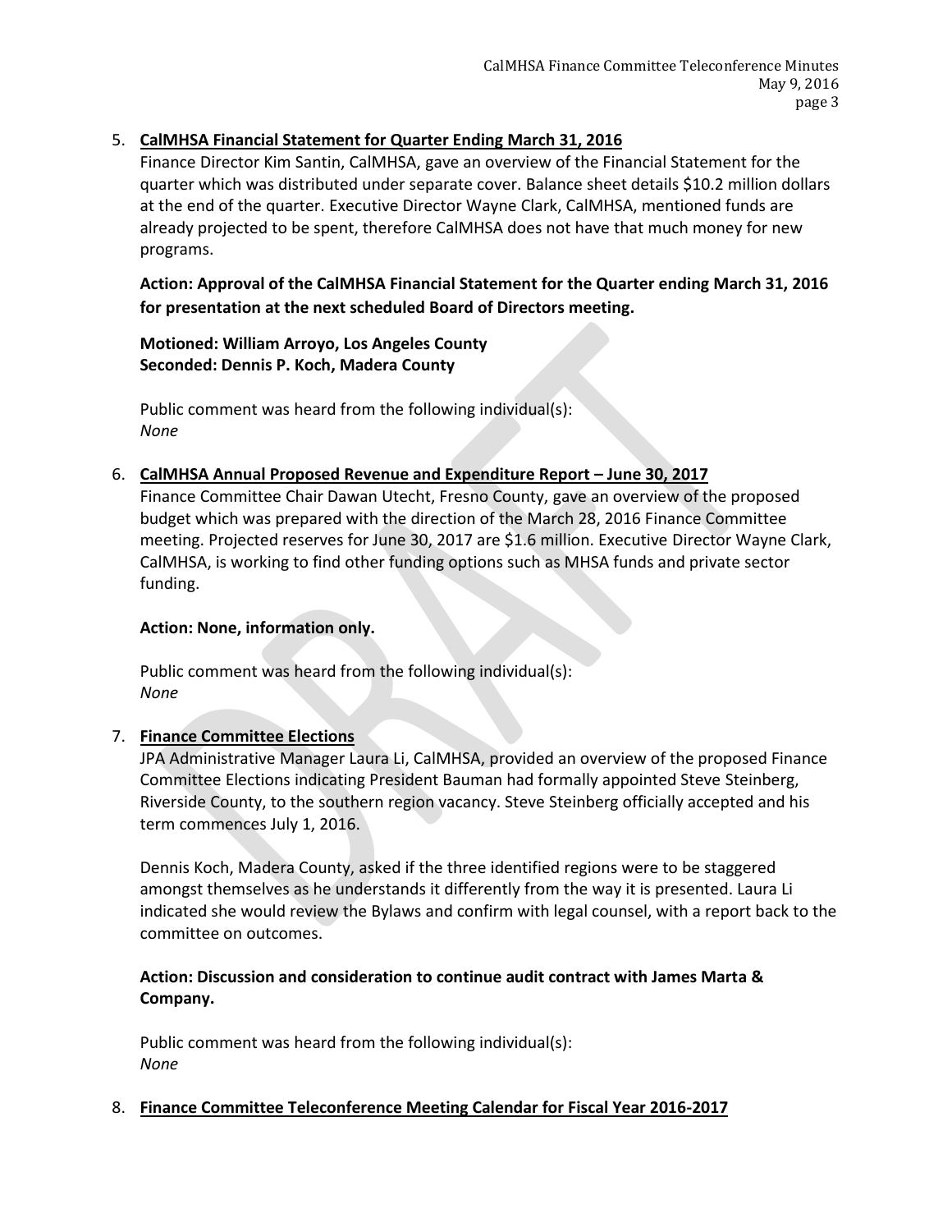5. **CalMHSA Financial Statement for Quarter Ending March 31, 2016**

   Finance Director Kim Santin, CalMHSA, gave an overview of the Financial Statement for the quarter which was distributed under separate cover. Balance sheet details $10.2 million dollars at the end of the quarter. Executive Director Wayne Clark, CalMHSA, mentioned funds are already projected to be spent, therefore CalMHSA does not have that much money for new programs.

   **Action: Approval of the CalMHSA Financial Statement for the Quarter ending March 31, 2016 for presentation at the next scheduled Board of Directors meeting.**

   **Motioned: William Arroyo, Los Angeles County**
   **Seconded: Dennis P. Koch, Madera County**

   Public comment was heard from the following individual(s):
   *None*

6. **CalMHSA Annual Proposed Revenue and Expenditure Report – June 30, 2017**

   Finance Committee Chair Dawan Utecht, Fresno County, gave an overview of the proposed budget which was prepared with the direction of the March 28, 2016 Finance Committee meeting. Projected reserves for June 30, 2017 are $1.6 million. Executive Director Wayne Clark, CalMHSA, is working to find other funding options such as MHSA funds and private sector funding.

   **Action: None, information only.**

   Public comment was heard from the following individual(s):
   *None*

7. **Finance Committee Elections**

   JPA Administrative Manager Laura Li, CalMHSA, provided an overview of the proposed Finance Committee Elections indicating President Bauman had formally appointed Steve Steinberg, Riverside County, to the southern region vacancy. Steve Steinberg officially accepted and his term commences July 1, 2016.

   Dennis Koch, Madera County, asked if the three identified regions were to be staggered amongst themselves as he understands it differently from the way it is presented. Laura Li indicated she would review the Bylaws and confirm with legal counsel, with a report back to the committee on outcomes.

   **Action: Discussion and consideration to continue audit contract with James Marta & Company.**

   Public comment was heard from the following individual(s):
   *None*

8. **Finance Committee Teleconference Meeting Calendar for Fiscal Year 2016-2017**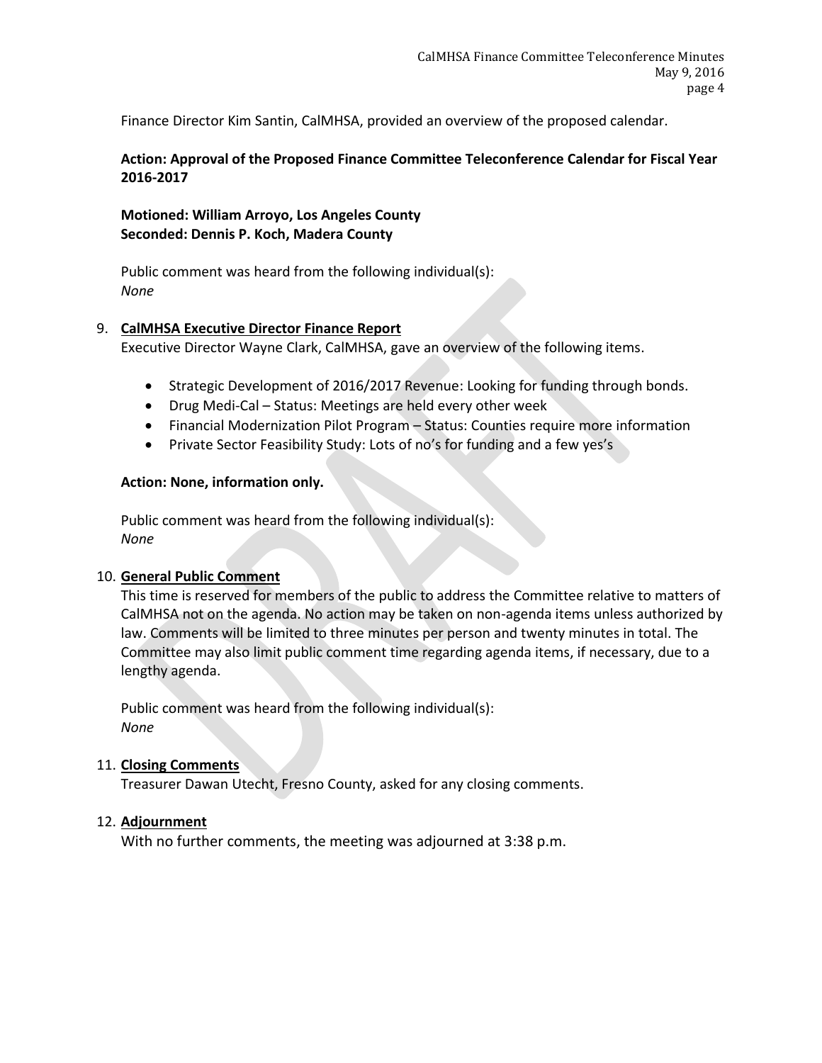Finance Director Kim Santin, CalMHSA, provided an overview of the proposed calendar.

**Action: Approval of the Proposed Finance Committee Teleconference Calendar for Fiscal Year 2016-2017**

**Motioned: William Arroyo, Los Angeles County**
**Seconded: Dennis P. Koch, Madera County**

Public comment was heard from the following individual(s):
*None*

9. **CalMHSA Executive Director Finance Report**
   Executive Director Wayne Clark, CalMHSA, gave an overview of the following items.

   - Strategic Development of 2016/2017 Revenue: Looking for funding through bonds.
   - Drug Medi-Cal – Status: Meetings are held every other week
   - Financial Modernization Pilot Program – Status: Counties require more information
   - Private Sector Feasibility Study: Lots of no's for funding and a few yes's

   **Action: None, information only.**

   Public comment was heard from the following individual(s):
   *None*

10. **General Public Comment**
    This time is reserved for members of the public to address the Committee relative to matters of CalMHSA not on the agenda. No action may be taken on non-agenda items unless authorized by law. Comments will be limited to three minutes per person and twenty minutes in total. The Committee may also limit public comment time regarding agenda items, if necessary, due to a lengthy agenda.

    Public comment was heard from the following individual(s):
    *None*

11. **Closing Comments**
    Treasurer Dawan Utecht, Fresno County, asked for any closing comments.

12. **Adjournment**
    With no further comments, the meeting was adjourned at 3:38 p.m.